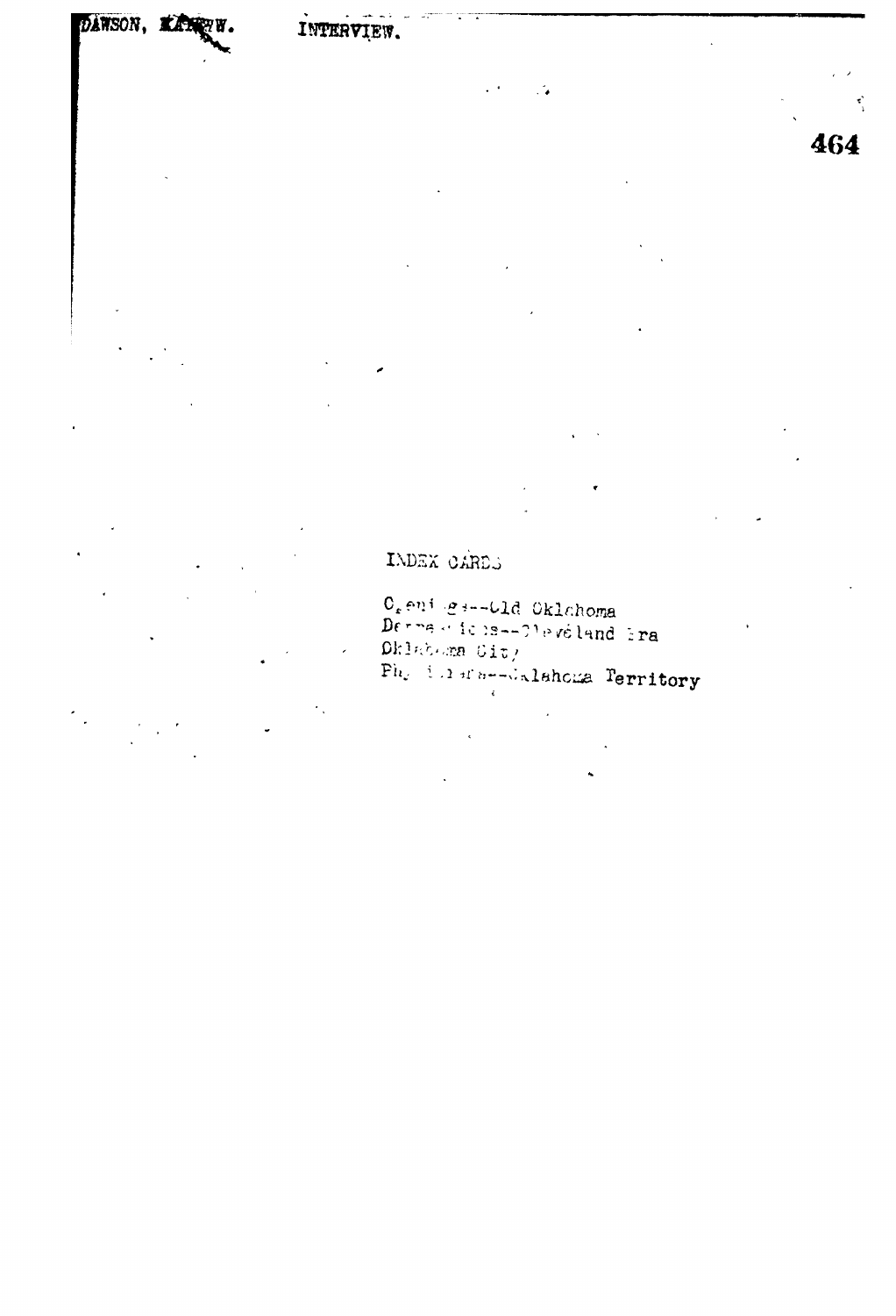DAWSON, MATHEW.    INTERVIEW.

INDEX CARDS

Openings--Old Oklahoma
Democrats--Cleveland Era
Oklahoma City
Physicians--Oklahoma Territory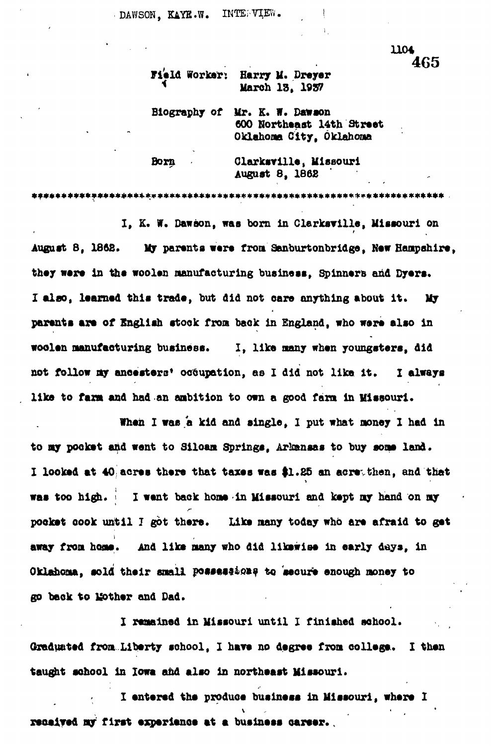DAWSON, KAYE.W. INTERVIEW.

Field Worker: Harry M. Dreyer
March 13, 1937

Biography of Mr. K. W. Dawson
600 Northeast 14th Street
Oklahoma City, Oklahoma

Born Clarksville, Missouri
August 8, 1862

*******************************************************************

I, K. W. Dawson, was born in Clarksville, Missouri on August 8, 1862. My parents were from Sanburtonbridge, New Hampshire, they were in the woolen manufacturing business, Spinners and Dyers. I also, learned this trade, but did not care anything about it. My parents are of English stock from back in England, who were also in woolen manufacturing business. I, like many when youngsters, did not follow my ancesters' occupation, as I did not like it. I always like to farm and had an ambition to own a good farm in Missouri.

When I was a kid and single, I put what money I had in to my pocket and went to Siloam Springs, Arkansas to buy some land. I looked at 40 acres there that taxes was $1.25 an acre then, and that was too high. I went back home in Missouri and kept my hand on my pocket book until I got there. Like many today who are afraid to get away from home. And like many who did likewise in early days, in Oklahoma, sold their small possessions to secure enough money to go back to Mother and Dad.

I remained in Missouri until I finished school. Graduated from Liberty school, I have no degree from college. I then taught school in Iowa and also in northeast Missouri.

I entered the produce business in Missouri, where I received my first experience at a business career.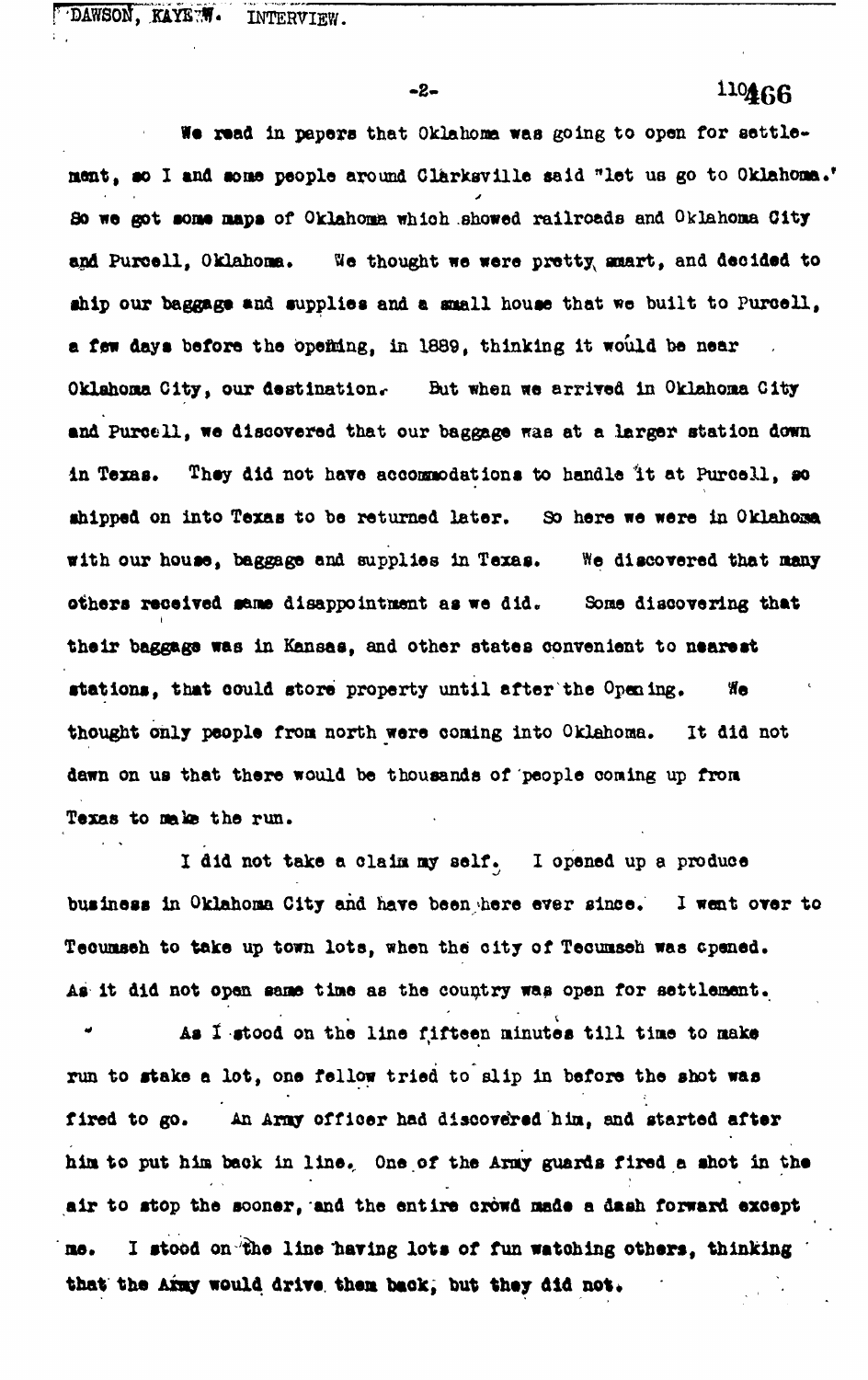We read in papers that Oklahoma was going to open for settlement, so I and some people around Clarksville said "let us go to Oklahoma." So we got some maps of Oklahoma which showed railroads and Oklahoma City and Purcell, Oklahoma. We thought we were pretty smart, and decided to ship our baggage and supplies and a small house that we built to Purcell, a few days before the opening, in 1889, thinking it would be near Oklahoma City, our destination. But when we arrived in Oklahoma City and Purcell, we discovered that our baggage was at a larger station down in Texas. They did not have accommodations to handle it at Purcell, so shipped on into Texas to be returned later. So here we were in Oklahoma with our house, baggage and supplies in Texas. We discovered that many others received same disappointment as we did. Some discovering that their baggage was in Kansas, and other states convenient to nearest stations, that could store property until after the Opening. We thought only people from north were coming into Oklahoma. It did not dawn on us that there would be thousands of people coming up from Texas to make the run.

I did not take a claim my self. I opened up a produce business in Oklahoma City and have been here ever since. I went over to Tecumseh to take up town lots, when the city of Tecumseh was opened. As it did not open same time as the country was open for settlement.

As I stood on the line fifteen minutes till time to make run to stake a lot, one fellow tried to slip in before the shot was fired to go. An Army officer had discovered him, and started after him to put him back in line. One of the Army guards fired a shot in the air to stop the sooner, and the entire crowd made a dash forward except me. I stood on the line having lots of fun watching others, thinking that the Army would drive them back, but they did not.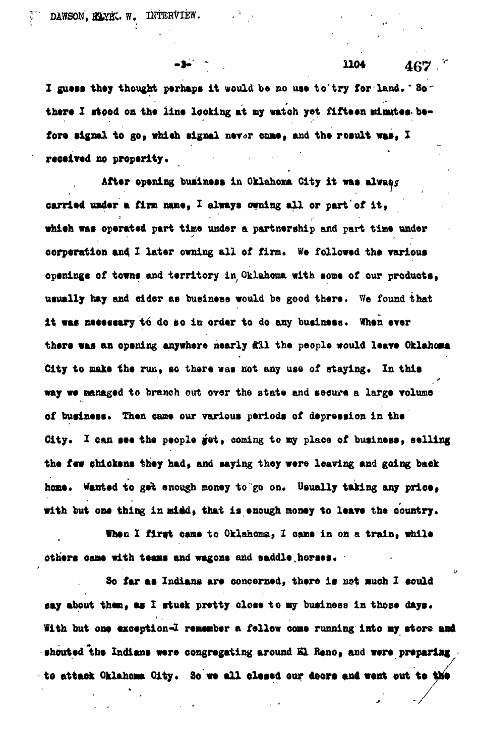I guess they thought perhaps it would be no use to try for land. So there I stood on the line looking at my watch yet fifteen minutes before signal to go, which signal never came, and the result was, I received no properity.

After opening business in Oklahoma City it was always carried under a firm name, I always owning all or part of it, which was operated part time under a partnership and part time under corporation and I later owning all of firm. We followed the various openings of towns and territory in Oklahoma with some of our products, usually hay and cider as business would be good there. We found that it was necessary to do so in order to do any business. When ever there was an opening anywhere nearly all the people would leave Oklahoma City to make the run, so there was not any use of staying. In this way we managed to branch out over the state and secure a large volume of business. Then came our various periods of depression in the City. I can see the people yet, coming to my place of business, selling the few chickens they had, and saying they were leaving and going back home. Wanted to get enough money to go on. Usually taking any price, with but one thing in mind, that is enough money to leave the country.

When I first came to Oklahoma, I came in on a train, while others came with teams and wagons and saddle horses.

So far as Indians are concerned, there is not much I could say about them, as I stuck pretty close to my business in those days. With but one exception-I remember a fellow come running into my store and shouted the Indians were congregating around El Reno, and were preparing to attack Oklahoma City. So we all closed our doors and went out to the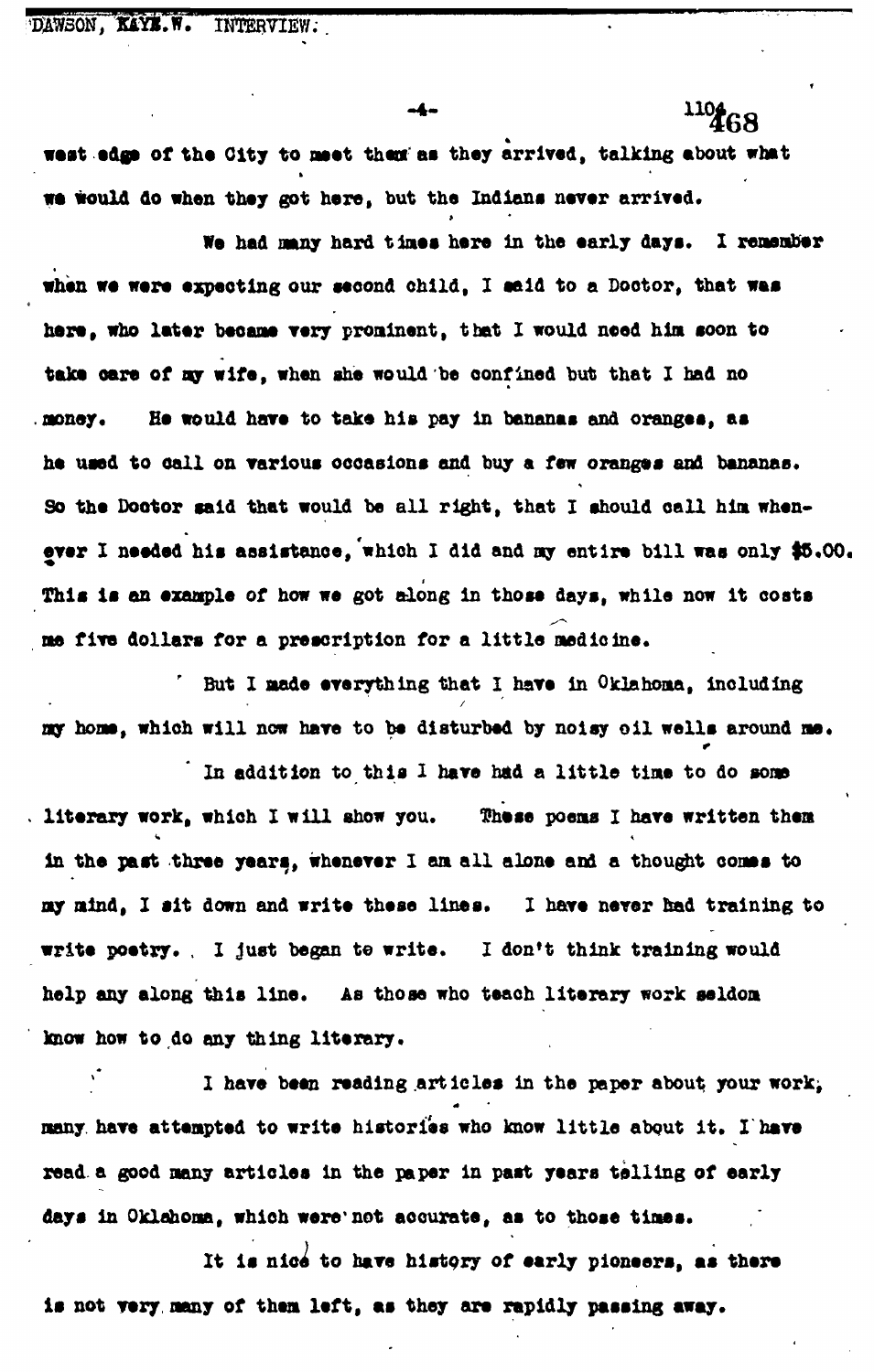west edge of the City to meet them as they arrived, talking about what we would do when they got here, but the Indians never arrived.

We had many hard times here in the early days. I remember when we were expecting our second child, I said to a Doctor, that was here, who later became very prominent, that I would need him soon to take care of my wife, when she would be confined but that I had no money. He would have to take his pay in bananas and oranges, as he used to call on various occasions and buy a few oranges and bananas. So the Doctor said that would be all right, that I should call him whenever I needed his assistance, which I did and my entire bill was only $5.00. This is an example of how we got along in those days, while now it costs me five dollars for a prescription for a little medicine.

But I made everything that I have in Oklahoma, including my home, which will now have to be disturbed by noisy oil wells around me.

In addition to this I have had a little time to do some literary work, which I will show you. These poems I have written them in the past three years, whenever I am all alone and a thought comes to my mind, I sit down and write these lines. I have never had training to write poetry. I just began to write. I don't think training would help any along this line. As those who teach literary work seldom know how to do any thing literary.

I have been reading articles in the paper about your work; many have attempted to write histories who know little about it. I have read a good many articles in the paper in past years telling of early days in Oklahoma, which were not accurate, as to those times.

It is nice to have history of early pioneers, as there is not very many of them left, as they are rapidly passing away.